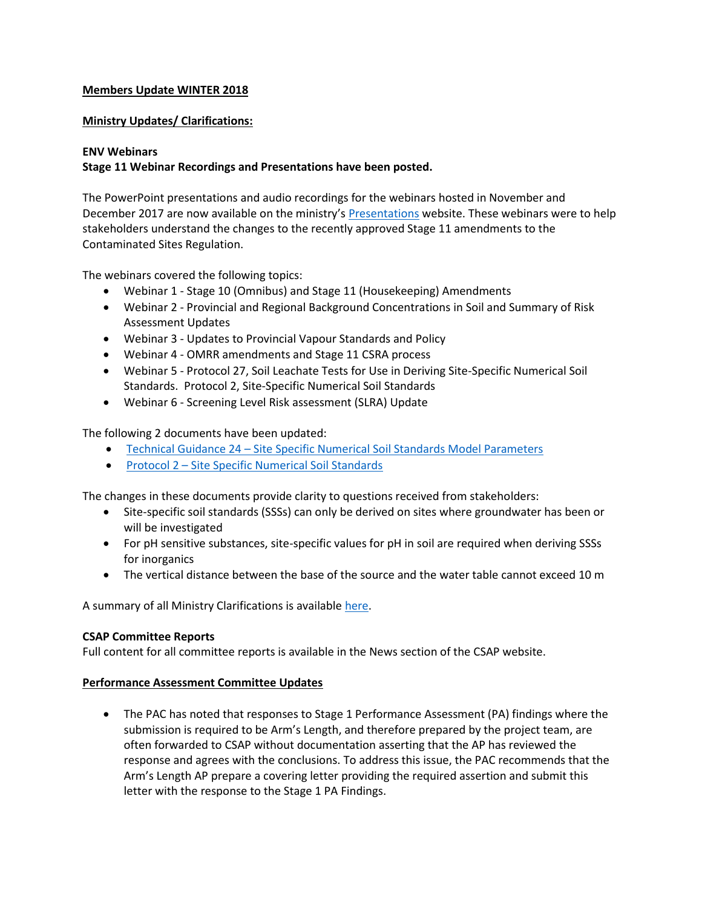# Members Update WINTER 2018

## Ministry Updates/ Clarifications:

### ENV Webinars

**Stage 11 Webinar Recordings and Presentations have been posted.**

The PowerPoint presentations and audio recordings for the webinars hosted in November and December 2017 are now available on the ministry's Presentations website. These webinars were to help stakeholders understand the changes to the recently approved Stage 11 amendments to the Contaminated Sites Regulation.

The webinars covered the following topics:

- Webinar 1 - Stage 10 (Omnibus) and Stage 11 (Housekeeping) Amendments
- Webinar 2 - Provincial and Regional Background Concentrations in Soil and Summary of Risk Assessment Updates
- Webinar 3 - Updates to Provincial Vapour Standards and Policy
- Webinar 4 - OMRR amendments and Stage 11 CSRA process
- Webinar 5 - Protocol 27, Soil Leachate Tests for Use in Deriving Site-Specific Numerical Soil Standards. Protocol 2, Site-Specific Numerical Soil Standards
- Webinar 6 - Screening Level Risk assessment (SLRA) Update

The following 2 documents have been updated:

- Technical Guidance 24 – Site Specific Numerical Soil Standards Model Parameters
- Protocol 2 – Site Specific Numerical Soil Standards

The changes in these documents provide clarity to questions received from stakeholders:

- Site-specific soil standards (SSSs) can only be derived on sites where groundwater has been or will be investigated
- For pH sensitive substances, site-specific values for pH in soil are required when deriving SSSs for inorganics
- The vertical distance between the base of the source and the water table cannot exceed 10 m

A summary of all Ministry Clarifications is available here.

### CSAP Committee Reports

Full content for all committee reports is available in the News section of the CSAP website.

## Performance Assessment Committee Updates

- The PAC has noted that responses to Stage 1 Performance Assessment (PA) findings where the submission is required to be Arm's Length, and therefore prepared by the project team, are often forwarded to CSAP without documentation asserting that the AP has reviewed the response and agrees with the conclusions. To address this issue, the PAC recommends that the Arm's Length AP prepare a covering letter providing the required assertion and submit this letter with the response to the Stage 1 PA Findings.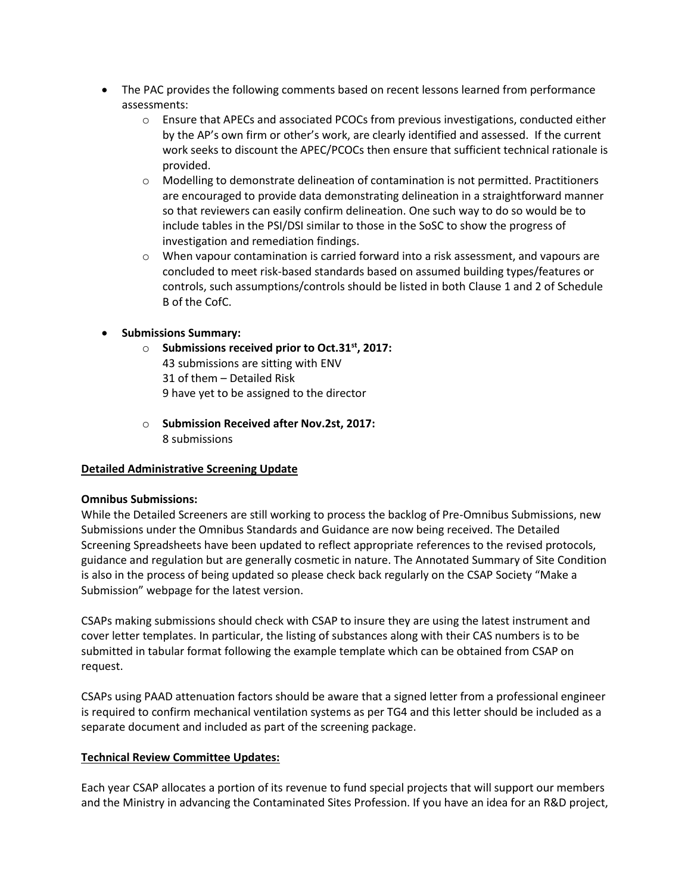- The PAC provides the following comments based on recent lessons learned from performance assessments:
  - Ensure that APECs and associated PCOCs from previous investigations, conducted either by the AP's own firm or other's work, are clearly identified and assessed. If the current work seeks to discount the APEC/PCOCs then ensure that sufficient technical rationale is provided.
  - Modelling to demonstrate delineation of contamination is not permitted. Practitioners are encouraged to provide data demonstrating delineation in a straightforward manner so that reviewers can easily confirm delineation. One such way to do so would be to include tables in the PSI/DSI similar to those in the SoSC to show the progress of investigation and remediation findings.
  - When vapour contamination is carried forward into a risk assessment, and vapours are concluded to meet risk-based standards based on assumed building types/features or controls, such assumptions/controls should be listed in both Clause 1 and 2 of Schedule B of the CofC.

- **Submissions Summary:**
  - **Submissions received prior to Oct.31st, 2017:**
    43 submissions are sitting with ENV
    31 of them – Detailed Risk
    9 have yet to be assigned to the director
  - **Submission Received after Nov.2st, 2017:**
    8 submissions

**Detailed Administrative Screening Update**

**Omnibus Submissions:**

While the Detailed Screeners are still working to process the backlog of Pre-Omnibus Submissions, new Submissions under the Omnibus Standards and Guidance are now being received. The Detailed Screening Spreadsheets have been updated to reflect appropriate references to the revised protocols, guidance and regulation but are generally cosmetic in nature. The Annotated Summary of Site Condition is also in the process of being updated so please check back regularly on the CSAP Society "Make a Submission" webpage for the latest version.

CSAPs making submissions should check with CSAP to insure they are using the latest instrument and cover letter templates. In particular, the listing of substances along with their CAS numbers is to be submitted in tabular format following the example template which can be obtained from CSAP on request.

CSAPs using PAAD attenuation factors should be aware that a signed letter from a professional engineer is required to confirm mechanical ventilation systems as per TG4 and this letter should be included as a separate document and included as part of the screening package.

**Technical Review Committee Updates:**

Each year CSAP allocates a portion of its revenue to fund special projects that will support our members and the Ministry in advancing the Contaminated Sites Profession. If you have an idea for an R&D project,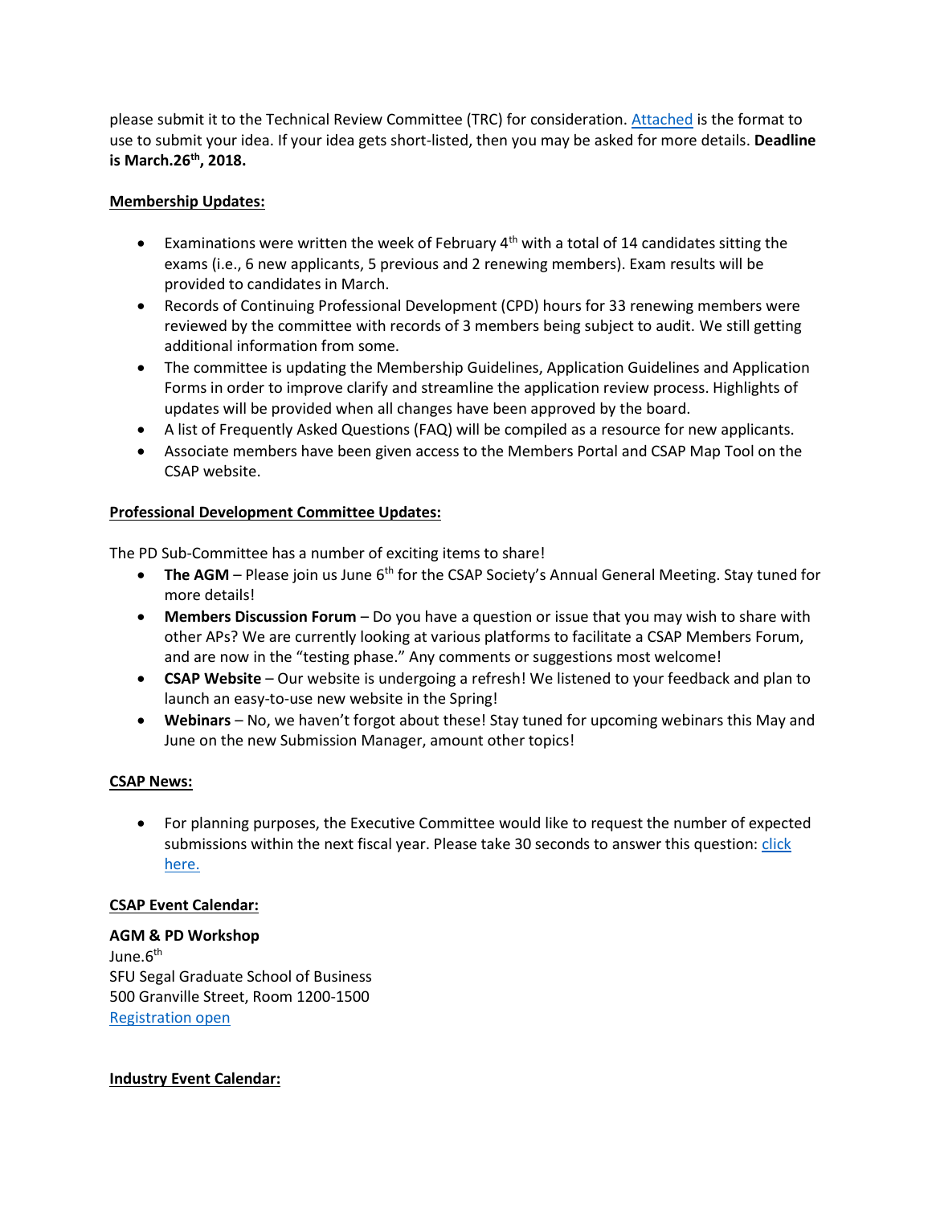please submit it to the Technical Review Committee (TRC) for consideration. [Attached] is the format to use to submit your idea. If your idea gets short-listed, then you may be asked for more details. **Deadline is March.26th, 2018.**

**Membership Updates:**

- Examinations were written the week of February 4th with a total of 14 candidates sitting the exams (i.e., 6 new applicants, 5 previous and 2 renewing members). Exam results will be provided to candidates in March.
- Records of Continuing Professional Development (CPD) hours for 33 renewing members were reviewed by the committee with records of 3 members being subject to audit. We still getting additional information from some.
- The committee is updating the Membership Guidelines, Application Guidelines and Application Forms in order to improve clarify and streamline the application review process. Highlights of updates will be provided when all changes have been approved by the board.
- A list of Frequently Asked Questions (FAQ) will be compiled as a resource for new applicants.
- Associate members have been given access to the Members Portal and CSAP Map Tool on the CSAP website.

**Professional Development Committee Updates:**

The PD Sub-Committee has a number of exciting items to share!

- **The AGM** – Please join us June 6th for the CSAP Society's Annual General Meeting. Stay tuned for more details!
- **Members Discussion Forum** – Do you have a question or issue that you may wish to share with other APs? We are currently looking at various platforms to facilitate a CSAP Members Forum, and are now in the "testing phase." Any comments or suggestions most welcome!
- **CSAP Website** – Our website is undergoing a refresh! We listened to your feedback and plan to launch an easy-to-use new website in the Spring!
- **Webinars** – No, we haven't forgot about these! Stay tuned for upcoming webinars this May and June on the new Submission Manager, amount other topics!

**CSAP News:**

- For planning purposes, the Executive Committee would like to request the number of expected submissions within the next fiscal year. Please take 30 seconds to answer this question: [click here.]

**CSAP Event Calendar:**

**AGM & PD Workshop**
June.6th
SFU Segal Graduate School of Business
500 Granville Street, Room 1200-1500
[Registration open]

**Industry Event Calendar:**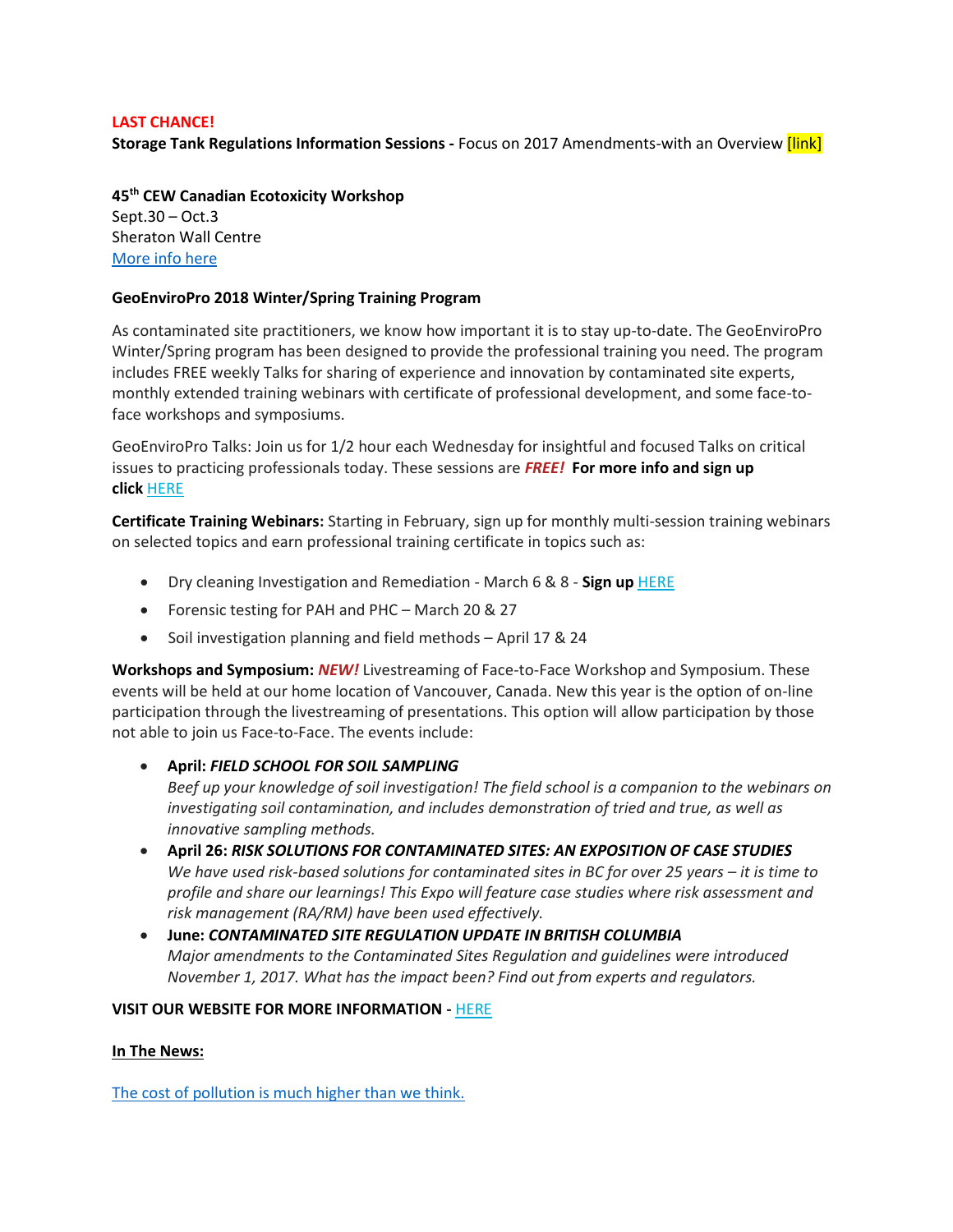**LAST CHANCE!**

**Storage Tank Regulations Information Sessions -** Focus on 2017 Amendments-with an Overview [link]

**45th CEW Canadian Ecotoxicity Workshop**
Sept.30 – Oct.3
Sheraton Wall Centre
More info here

**GeoEnviroPro 2018 Winter/Spring Training Program**

As contaminated site practitioners, we know how important it is to stay up-to-date. The GeoEnviroPro Winter/Spring program has been designed to provide the professional training you need. The program includes FREE weekly Talks for sharing of experience and innovation by contaminated site experts, monthly extended training webinars with certificate of professional development, and some face-to-face workshops and symposiums.

GeoEnviroPro Talks: Join us for 1/2 hour each Wednesday for insightful and focused Talks on critical issues to practicing professionals today. These sessions are ***FREE!*** **For more info and sign up click** HERE

**Certificate Training Webinars:** Starting in February, sign up for monthly multi-session training webinars on selected topics and earn professional training certificate in topics such as:

- Dry cleaning Investigation and Remediation - March 6 & 8 - **Sign up** HERE
- Forensic testing for PAH and PHC – March 20 & 27
- Soil investigation planning and field methods – April 17 & 24

**Workshops and Symposium:** ***NEW!*** Livestreaming of Face-to-Face Workshop and Symposium. These events will be held at our home location of Vancouver, Canada. New this year is the option of on-line participation through the livestreaming of presentations. This option will allow participation by those not able to join us Face-to-Face. The events include:

- **April: *FIELD SCHOOL FOR SOIL SAMPLING***
  *Beef up your knowledge of soil investigation! The field school is a companion to the webinars on investigating soil contamination, and includes demonstration of tried and true, as well as innovative sampling methods.*
- **April 26: *RISK SOLUTIONS FOR CONTAMINATED SITES: AN EXPOSITION OF CASE STUDIES***
  *We have used risk-based solutions for contaminated sites in BC for over 25 years – it is time to profile and share our learnings! This Expo will feature case studies where risk assessment and risk management (RA/RM) have been used effectively.*
- **June: *CONTAMINATED SITE REGULATION UPDATE IN BRITISH COLUMBIA***
  *Major amendments to the Contaminated Sites Regulation and guidelines were introduced November 1, 2017. What has the impact been? Find out from experts and regulators.*

**VISIT OUR WEBSITE FOR MORE INFORMATION -** HERE

**In The News:**

The cost of pollution is much higher than we think.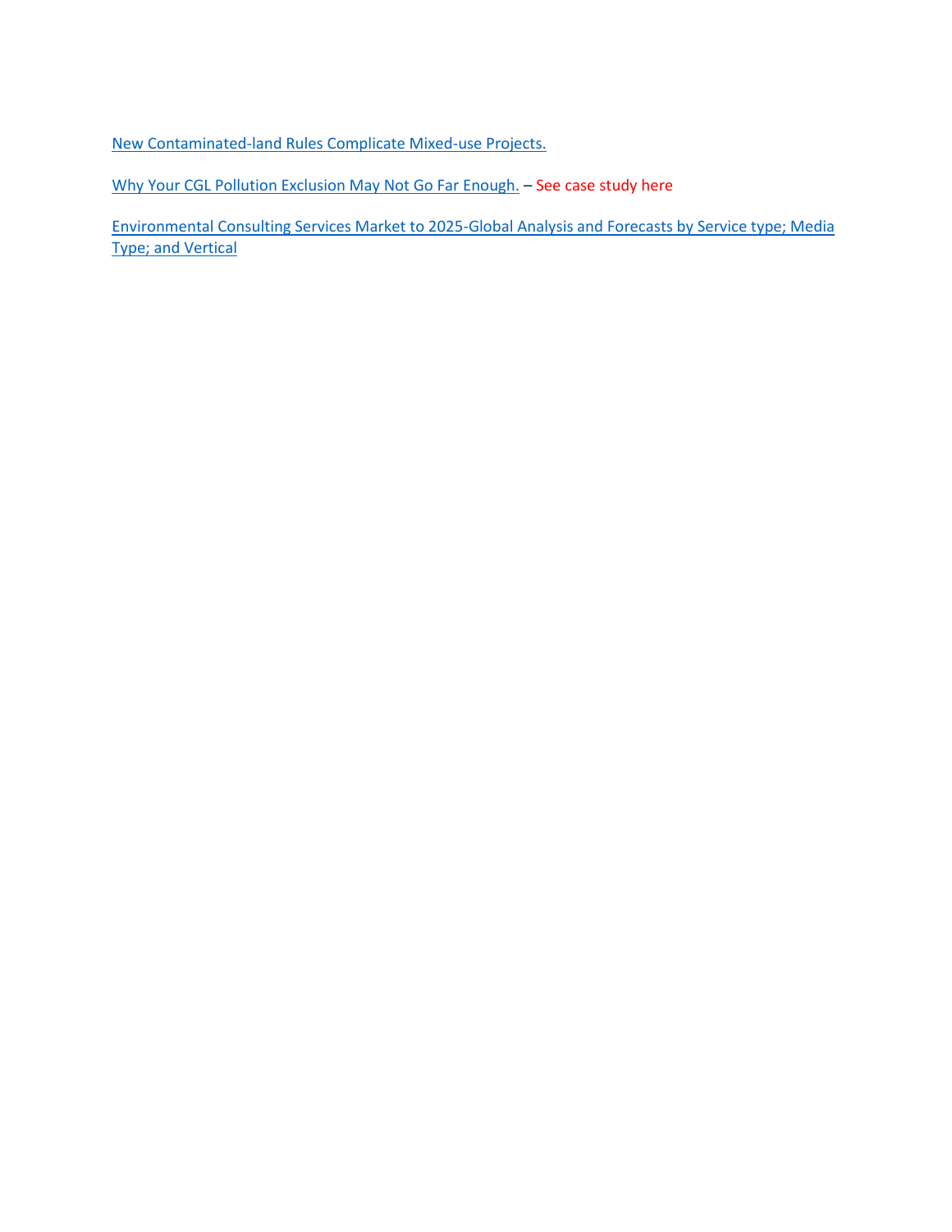New Contaminated-land Rules Complicate Mixed-use Projects.

Why Your CGL Pollution Exclusion May Not Go Far Enough. – See case study here

Environmental Consulting Services Market to 2025-Global Analysis and Forecasts by Service type; Media Type; and Vertical